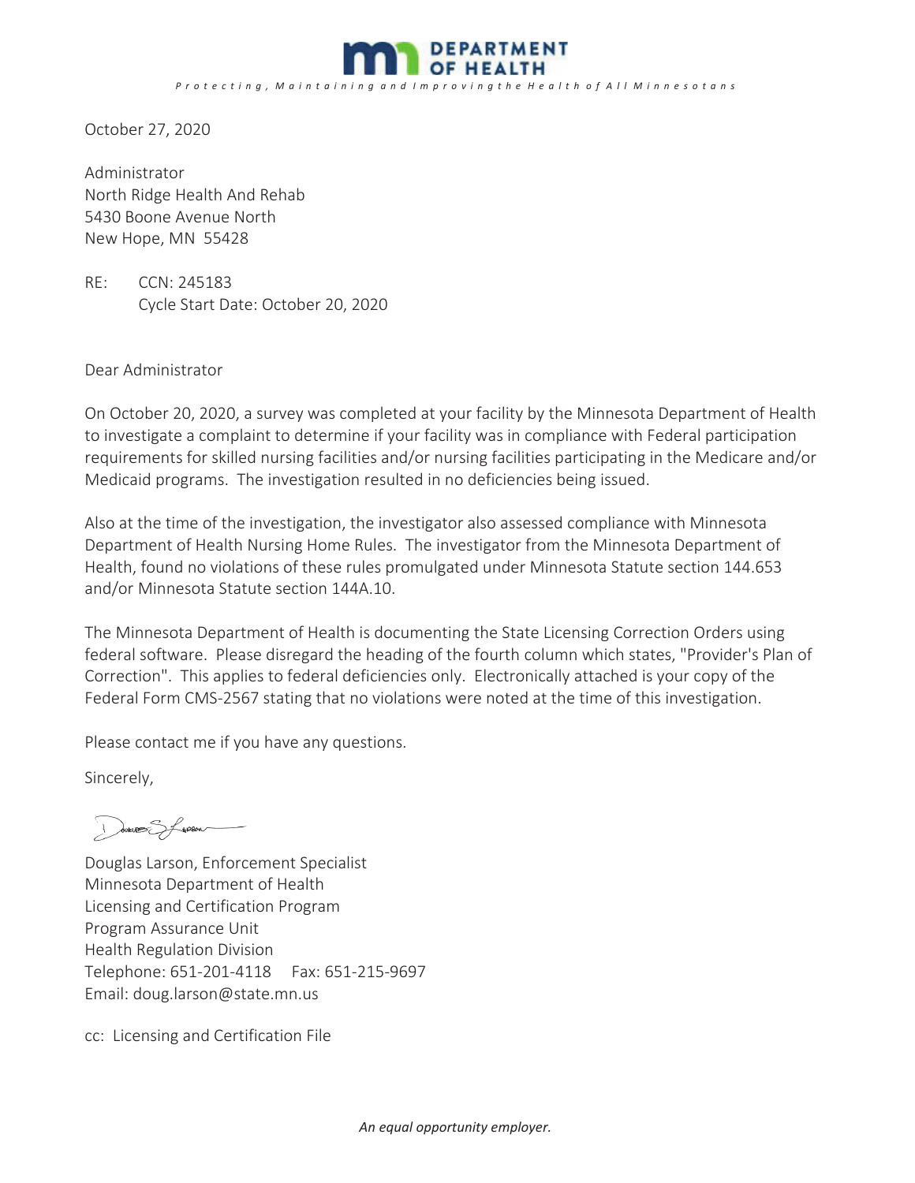**DEPARTMENT OF HEALTH**

*Protecting, Maintaining and Improving the Health of All Minnesotans*

October 27, 2020

Administrator
North Ridge Health And Rehab
5430 Boone Avenue North
New Hope, MN 55428

RE: CCN: 245183
Cycle Start Date: October 20, 2020

Dear Administrator

On October 20, 2020, a survey was completed at your facility by the Minnesota Department of Health to investigate a complaint to determine if your facility was in compliance with Federal participation requirements for skilled nursing facilities and/or nursing facilities participating in the Medicare and/or Medicaid programs. The investigation resulted in no deficiencies being issued.

Also at the time of the investigation, the investigator also assessed compliance with Minnesota Department of Health Nursing Home Rules. The investigator from the Minnesota Department of Health, found no violations of these rules promulgated under Minnesota Statute section 144.653 and/or Minnesota Statute section 144A.10.

The Minnesota Department of Health is documenting the State Licensing Correction Orders using federal software. Please disregard the heading of the fourth column which states, "Provider's Plan of Correction". This applies to federal deficiencies only. Electronically attached is your copy of the Federal Form CMS-2567 stating that no violations were noted at the time of this investigation.

Please contact me if you have any questions.

Sincerely,

Douglas Larson, Enforcement Specialist
Minnesota Department of Health
Licensing and Certification Program
Program Assurance Unit
Health Regulation Division
Telephone: 651-201-4118 Fax: 651-215-9697
Email: doug.larson@state.mn.us

cc: Licensing and Certification File

*An equal opportunity employer.*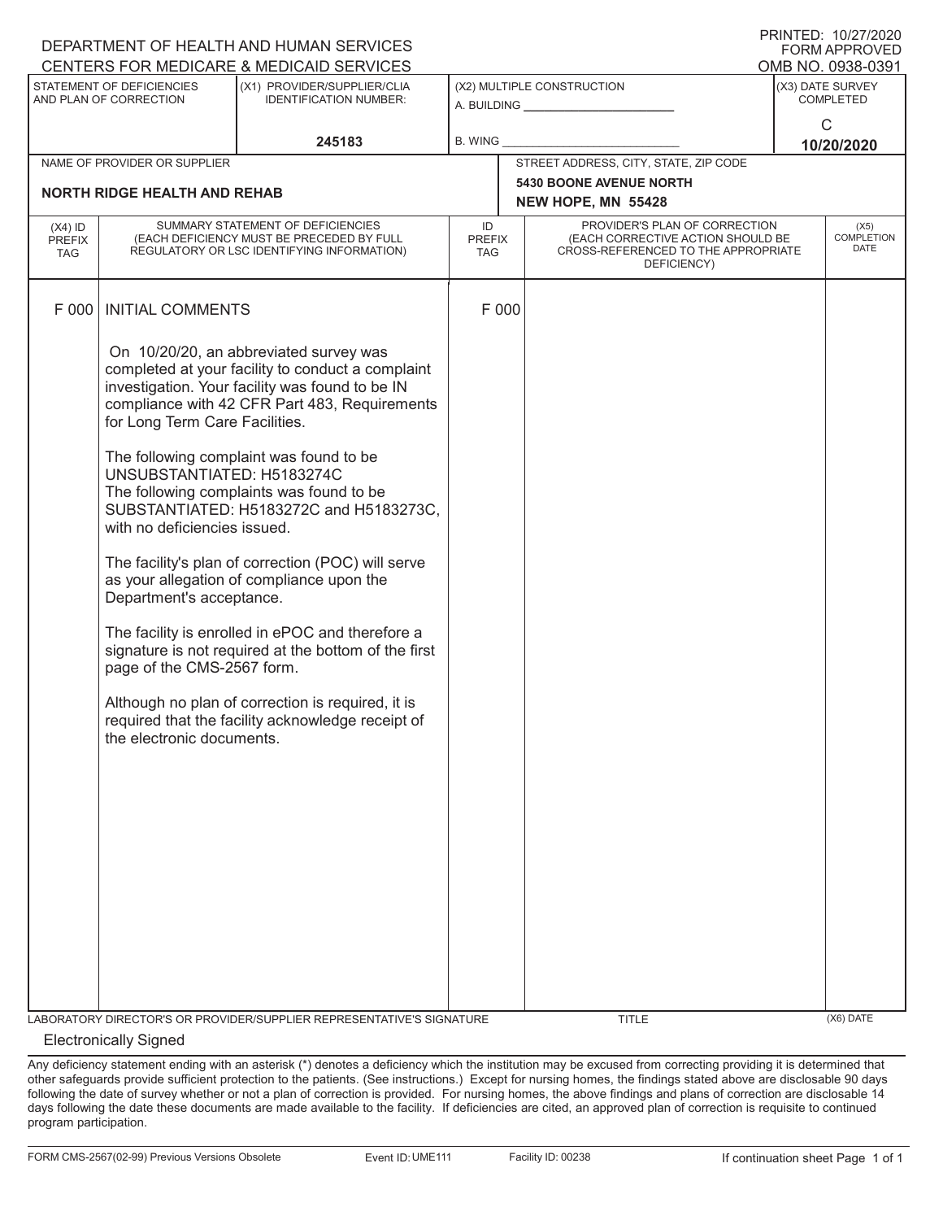DEPARTMENT OF HEALTH AND HUMAN SERVICES
CENTERS FOR MEDICARE & MEDICAID SERVICES

PRINTED: 10/27/2020
FORM APPROVED
OMB NO. 0938-0391

| STATEMENT OF DEFICIENCIES AND PLAN OF CORRECTION | (X1) PROVIDER/SUPPLIER/CLIA IDENTIFICATION NUMBER: | (X2) MULTIPLE CONSTRUCTION | (X3) DATE SURVEY COMPLETED |
|---|---|---|---|
| | 245183 | A. BUILDING _______ B. WING _______ | C 10/20/2020 |

| NAME OF PROVIDER OR SUPPLIER | STREET ADDRESS, CITY, STATE, ZIP CODE |
|---|---|
| NORTH RIDGE HEALTH AND REHAB | 5430 BOONE AVENUE NORTH NEW HOPE, MN 55428 |

| (X4) ID PREFIX TAG | SUMMARY STATEMENT OF DEFICIENCIES (EACH DEFICIENCY MUST BE PRECEDED BY FULL REGULATORY OR LSC IDENTIFYING INFORMATION) | ID PREFIX TAG | PROVIDER'S PLAN OF CORRECTION (EACH CORRECTIVE ACTION SHOULD BE CROSS-REFERENCED TO THE APPROPRIATE DEFICIENCY) | (X5) COMPLETION DATE |
|---|---|---|---|---|
| F 000 | INITIAL COMMENTS | F 000 | | |

On 10/20/20, an abbreviated survey was completed at your facility to conduct a complaint investigation. Your facility was found to be IN compliance with 42 CFR Part 483, Requirements for Long Term Care Facilities.

The following complaint was found to be UNSUBSTANTIATED: H5183274C
The following complaints was found to be SUBSTANTIATED: H5183272C and H5183273C, with no deficiencies issued.

The facility's plan of correction (POC) will serve as your allegation of compliance upon the Department's acceptance.

The facility is enrolled in ePOC and therefore a signature is not required at the bottom of the first page of the CMS-2567 form.

Although no plan of correction is required, it is required that the facility acknowledge receipt of the electronic documents.

| LABORATORY DIRECTOR'S OR PROVIDER/SUPPLIER REPRESENTATIVE'S SIGNATURE | TITLE | (X6) DATE |
|---|---|---|
| Electronically Signed | | |

Any deficiency statement ending with an asterisk (*) denotes a deficiency which the institution may be excused from correcting providing it is determined that other safeguards provide sufficient protection to the patients. (See instructions.) Except for nursing homes, the findings stated above are disclosable 90 days following the date of survey whether or not a plan of correction is provided. For nursing homes, the above findings and plans of correction are disclosable 14 days following the date these documents are made available to the facility. If deficiencies are cited, an approved plan of correction is requisite to continued program participation.

FORM CMS-2567(02-99) Previous Versions Obsolete    Event ID: UME111    Facility ID: 00238    If continuation sheet Page 1 of 1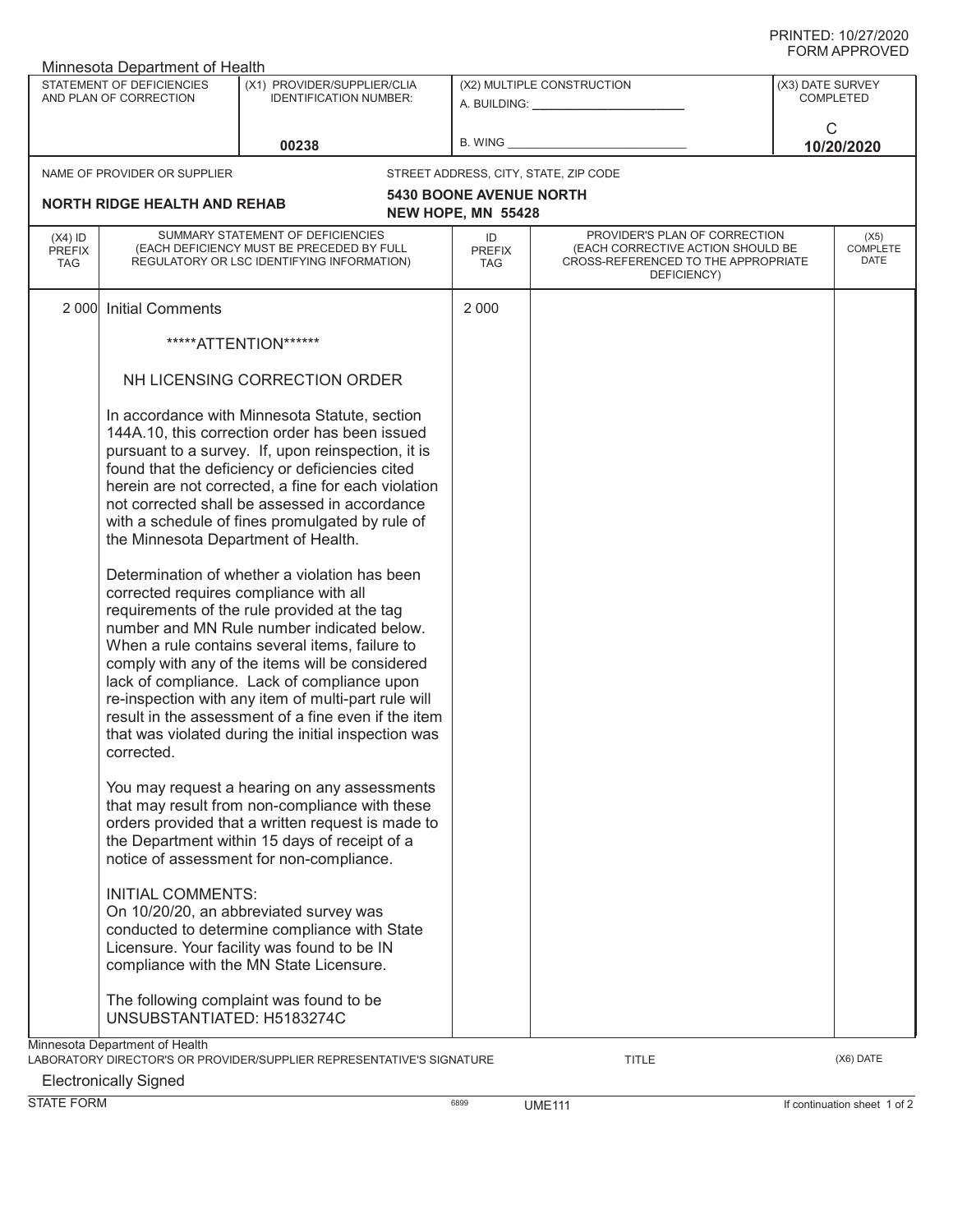PRINTED: 10/27/2020
FORM APPROVED

Minnesota Department of Health

| STATEMENT OF DEFICIENCIES AND PLAN OF CORRECTION | (X1) PROVIDER/SUPPLIER/CLIA IDENTIFICATION NUMBER: | (X2) MULTIPLE CONSTRUCTION | (X3) DATE SURVEY COMPLETED |
|---|---|---|---|
| | 00238 | A. BUILDING: ______ B. WING ______ | C 10/20/2020 |

| NAME OF PROVIDER OR SUPPLIER | STREET ADDRESS, CITY, STATE, ZIP CODE |
|---|---|
| **NORTH RIDGE HEALTH AND REHAB** | **5430 BOONE AVENUE NORTH NEW HOPE, MN 55428** |

| (X4) ID PREFIX TAG | SUMMARY STATEMENT OF DEFICIENCIES (EACH DEFICIENCY MUST BE PRECEDED BY FULL REGULATORY OR LSC IDENTIFYING INFORMATION) | ID PREFIX TAG | PROVIDER'S PLAN OF CORRECTION (EACH CORRECTIVE ACTION SHOULD BE CROSS-REFERENCED TO THE APPROPRIATE DEFICIENCY) | (X5) COMPLETE DATE |
|---|---|---|---|---|
| 2 000 | Initial Comments | 2 000 | | |

*****ATTENTION******

NH LICENSING CORRECTION ORDER

In accordance with Minnesota Statute, section 144A.10, this correction order has been issued pursuant to a survey. If, upon reinspection, it is found that the deficiency or deficiencies cited herein are not corrected, a fine for each violation not corrected shall be assessed in accordance with a schedule of fines promulgated by rule of the Minnesota Department of Health.

Determination of whether a violation has been corrected requires compliance with all requirements of the rule provided at the tag number and MN Rule number indicated below. When a rule contains several items, failure to comply with any of the items will be considered lack of compliance. Lack of compliance upon re-inspection with any item of multi-part rule will result in the assessment of a fine even if the item that was violated during the initial inspection was corrected.

You may request a hearing on any assessments that may result from non-compliance with these orders provided that a written request is made to the Department within 15 days of receipt of a notice of assessment for non-compliance.

INITIAL COMMENTS:
On 10/20/20, an abbreviated survey was conducted to determine compliance with State Licensure. Your facility was found to be IN compliance with the MN State Licensure.

The following complaint was found to be UNSUBSTANTIATED: H5183274C

Minnesota Department of Health

LABORATORY DIRECTOR'S OR PROVIDER/SUPPLIER REPRESENTATIVE'S SIGNATURE | TITLE | (X6) DATE

Electronically Signed

STATE FORM 6899 UME111 If continuation sheet 1 of 2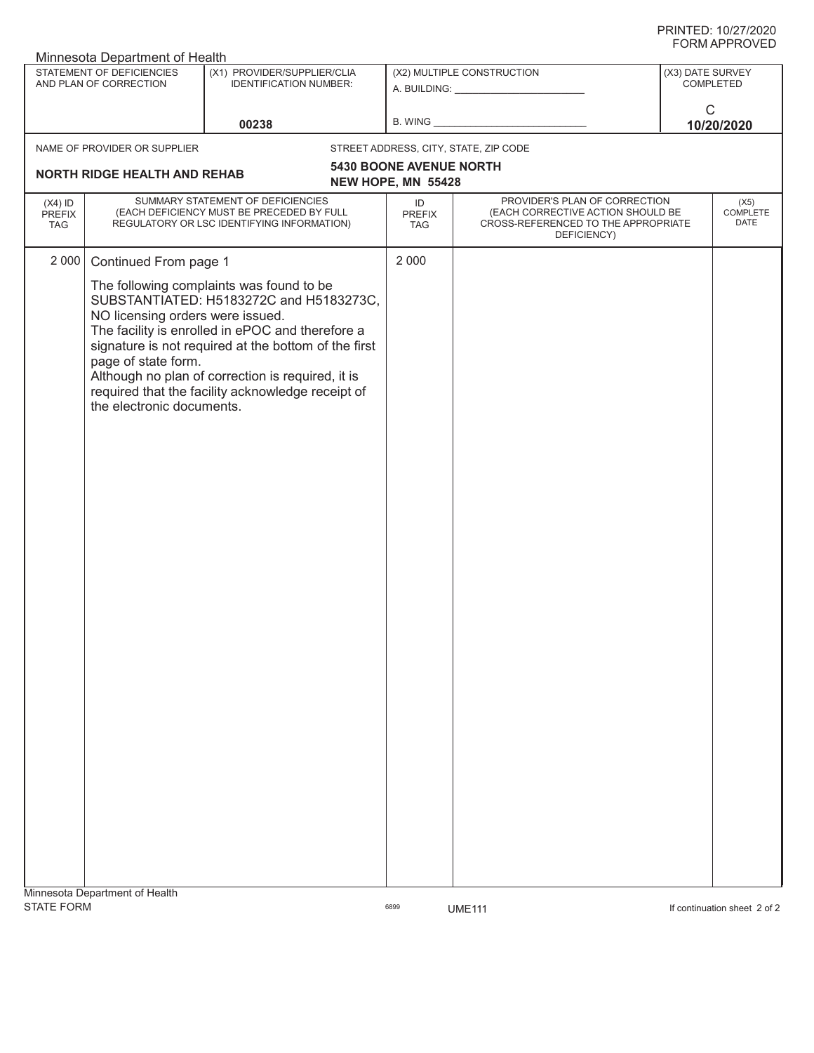PRINTED: 10/27/2020
FORM APPROVED

Minnesota Department of Health

| STATEMENT OF DEFICIENCIES AND PLAN OF CORRECTION | (X1) PROVIDER/SUPPLIER/CLIA IDENTIFICATION NUMBER: | (X2) MULTIPLE CONSTRUCTION | (X3) DATE SURVEY COMPLETED |
|---|---|---|---|
| | 00238 | A. BUILDING: ______ B. WING ______ | C 10/20/2020 |

| NAME OF PROVIDER OR SUPPLIER | STREET ADDRESS, CITY, STATE, ZIP CODE |
|---|---|
| NORTH RIDGE HEALTH AND REHAB | 5430 BOONE AVENUE NORTH NEW HOPE, MN 55428 |

| (X4) ID PREFIX TAG | SUMMARY STATEMENT OF DEFICIENCIES (EACH DEFICIENCY MUST BE PRECEDED BY FULL REGULATORY OR LSC IDENTIFYING INFORMATION) | ID PREFIX TAG | PROVIDER'S PLAN OF CORRECTION (EACH CORRECTIVE ACTION SHOULD BE CROSS-REFERENCED TO THE APPROPRIATE DEFICIENCY) | (X5) COMPLETE DATE |
|---|---|---|---|---|
| 2 000 | Continued From page 1<br><br>The following complaints was found to be SUBSTANTIATED: H5183272C and H5183273C, NO licensing orders were issued.<br>The facility is enrolled in ePOC and therefore a signature is not required at the bottom of the first page of state form.<br>Although no plan of correction is required, it is required that the facility acknowledge receipt of the electronic documents. | 2 000 | | |

Minnesota Department of Health
STATE FORM 6899 UME111